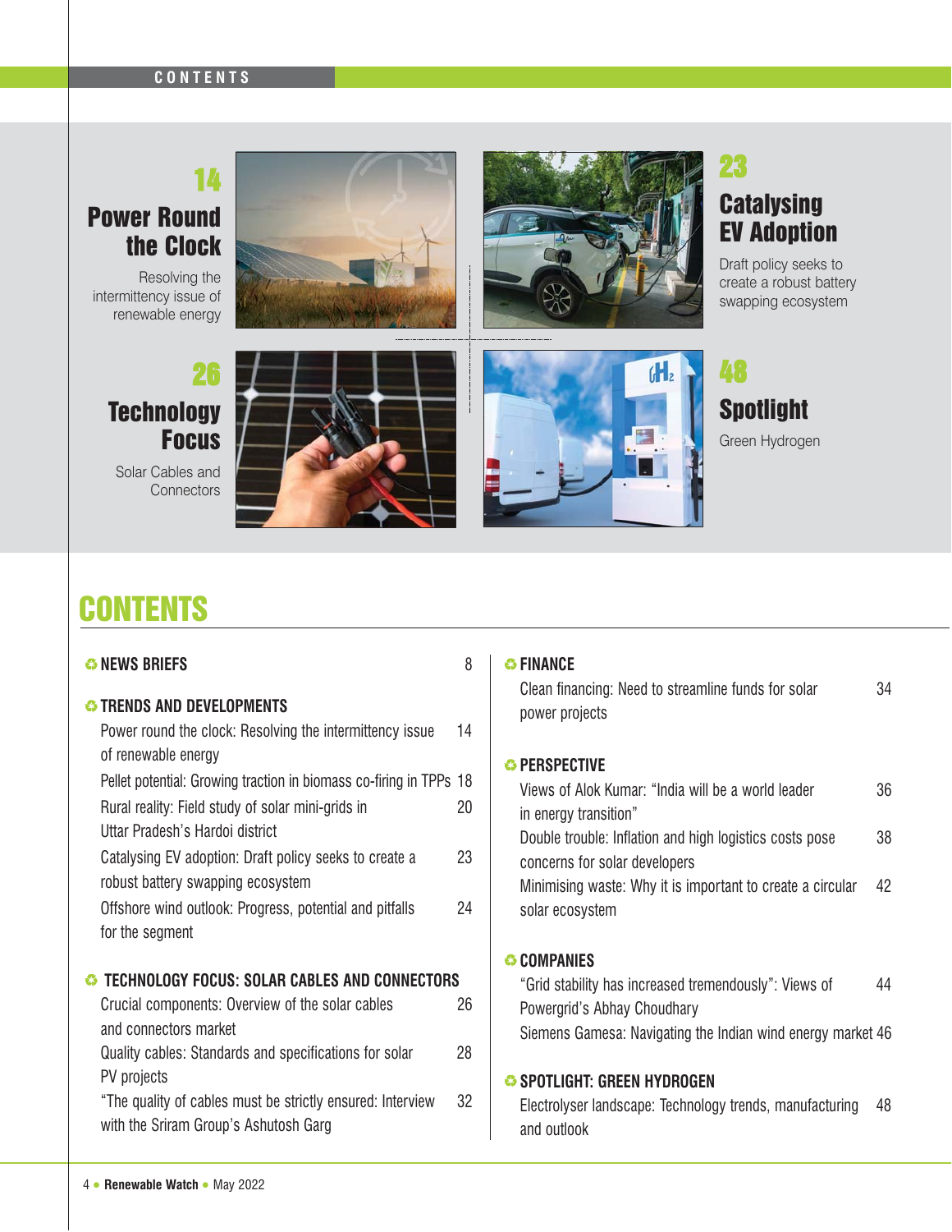**14**

## Power Round the Clock

Resolving the intermittency issue of renewable energy

**23**

## Catalysing EV Adoption

Draft policy seeks to create a robust battery swapping ecosystem

**26**

## Technology Focus

Solar Cables and Connectors

**48**

## Spotlight

Green Hydrogen

# CONTENTS

### NEWS BRIEFS — 8

### TRENDS AND DEVELOPMENTS

- Power round the clock: Resolving the intermittency issue of renewable energy — 14
- Pellet potential: Growing traction in biomass co-firing in TPPs — 18
- Rural reality: Field study of solar mini-grids in Uttar Pradesh's Hardoi district — 20
- Catalysing EV adoption: Draft policy seeks to create a robust battery swapping ecosystem — 23
- Offshore wind outlook: Progress, potential and pitfalls for the segment — 24

### TECHNOLOGY FOCUS: SOLAR CABLES AND CONNECTORS

- Crucial components: Overview of the solar cables and connectors market — 26
- Quality cables: Standards and specifications for solar PV projects — 28
- "The quality of cables must be strictly ensured: Interview with the Sriram Group's Ashutosh Garg — 32

### FINANCE

- Clean financing: Need to streamline funds for solar power projects — 34

### PERSPECTIVE

- Views of Alok Kumar: "India will be a world leader in energy transition" — 36
- Double trouble: Inflation and high logistics costs pose concerns for solar developers — 38
- Minimising waste: Why it is important to create a circular solar ecosystem — 42

### COMPANIES

- "Grid stability has increased tremendously": Views of Powergrid's Abhay Choudhary — 44
- Siemens Gamesa: Navigating the Indian wind energy market — 46

### SPOTLIGHT: GREEN HYDROGEN

- Electrolyser landscape: Technology trends, manufacturing and outlook — 48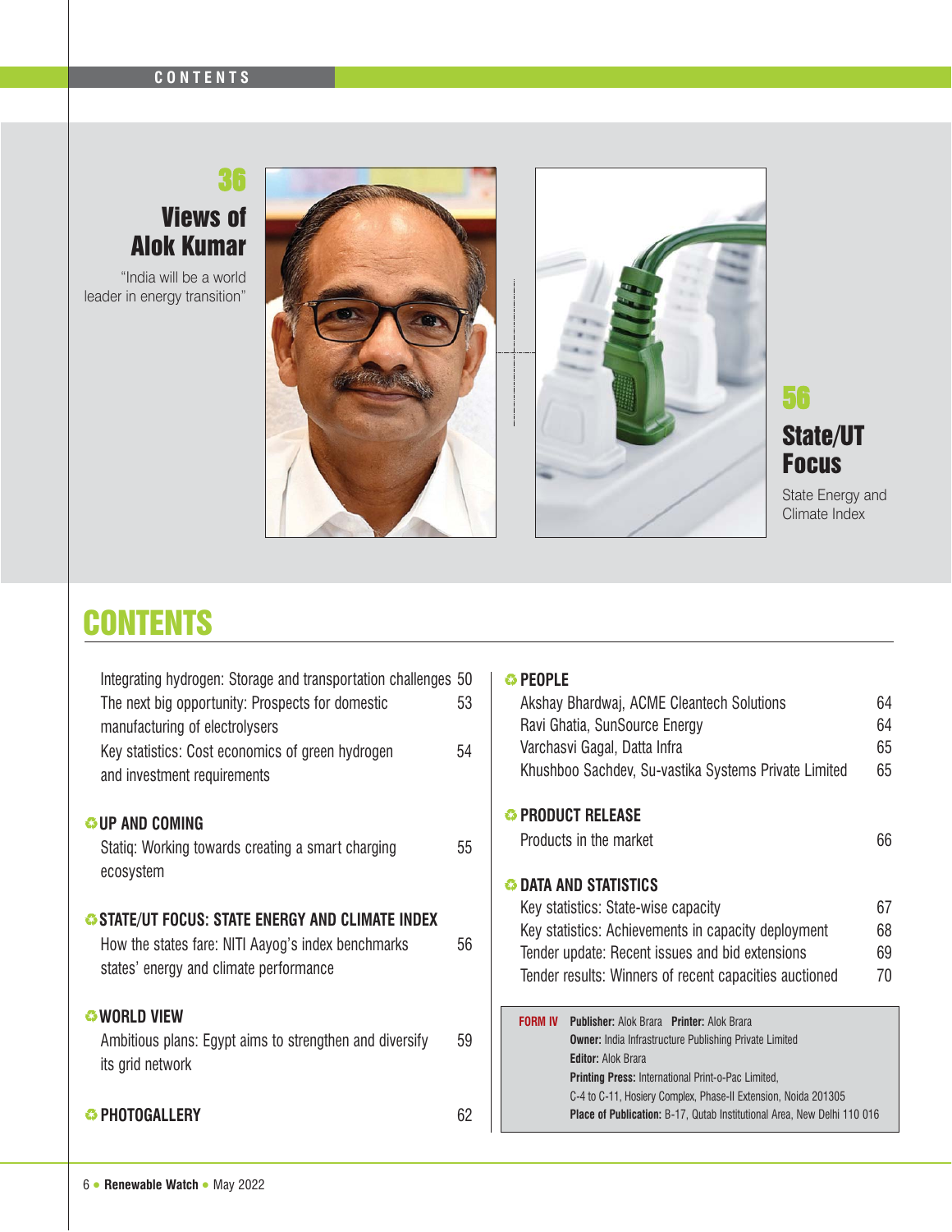**36**

## Views of Alok Kumar

"India will be a world leader in energy transition"

**56**

## State/UT Focus

State Energy and Climate Index

# CONTENTS

Integrating hydrogen: Storage and transportation challenges 50

The next big opportunity: Prospects for domestic manufacturing of electrolysers 53

Key statistics: Cost economics of green hydrogen and investment requirements 54

### UP AND COMING

Statiq: Working towards creating a smart charging ecosystem 55

### STATE/UT FOCUS: STATE ENERGY AND CLIMATE INDEX

How the states fare: NITI Aayog's index benchmarks states' energy and climate performance 56

### WORLD VIEW

Ambitious plans: Egypt aims to strengthen and diversify its grid network 59

### PHOTOGALLERY 62

### PEOPLE

Akshay Bhardwaj, ACME Cleantech Solutions 64

Ravi Ghatia, SunSource Energy 64

Varchasvi Gagal, Datta Infra 65

Khushboo Sachdev, Su-vastika Systems Private Limited 65

### PRODUCT RELEASE

Products in the market 66

### DATA AND STATISTICS

Key statistics: State-wise capacity 67

Key statistics: Achievements in capacity deployment 68

Tender update: Recent issues and bid extensions 69

Tender results: Winners of recent capacities auctioned 70

**FORM IV** **Publisher:** Alok Brara **Printer:** Alok Brara
**Owner:** India Infrastructure Publishing Private Limited
**Editor:** Alok Brara
**Printing Press:** International Print-o-Pac Limited, C-4 to C-11, Hosiery Complex, Phase-II Extension, Noida 201305
**Place of Publication:** B-17, Qutab Institutional Area, New Delhi 110 016